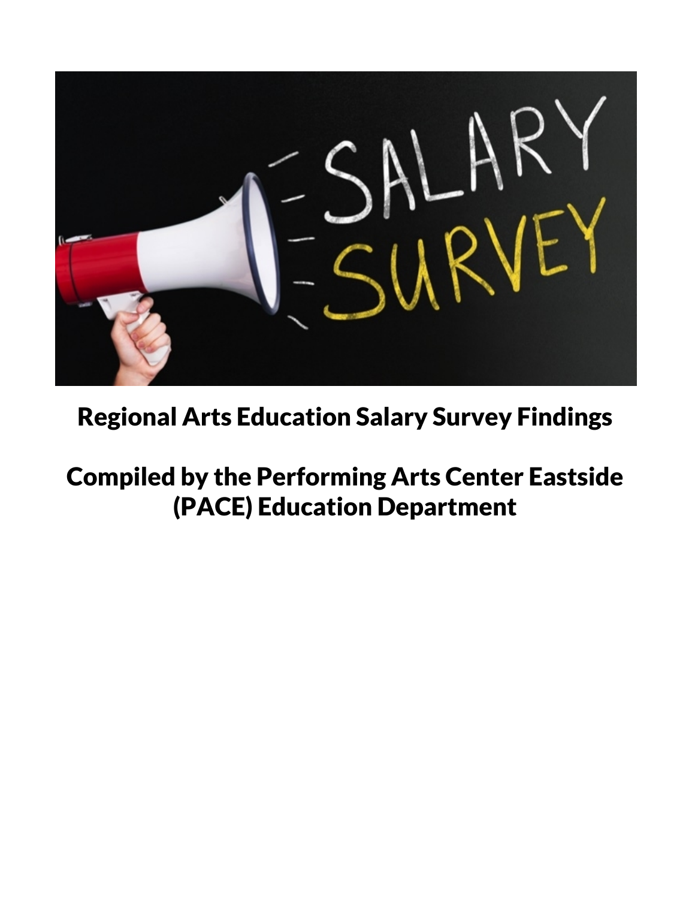# Regional Arts Education Salary Survey Findings

# Compiled by the Performing Arts Center Eastside (PACE) Education Department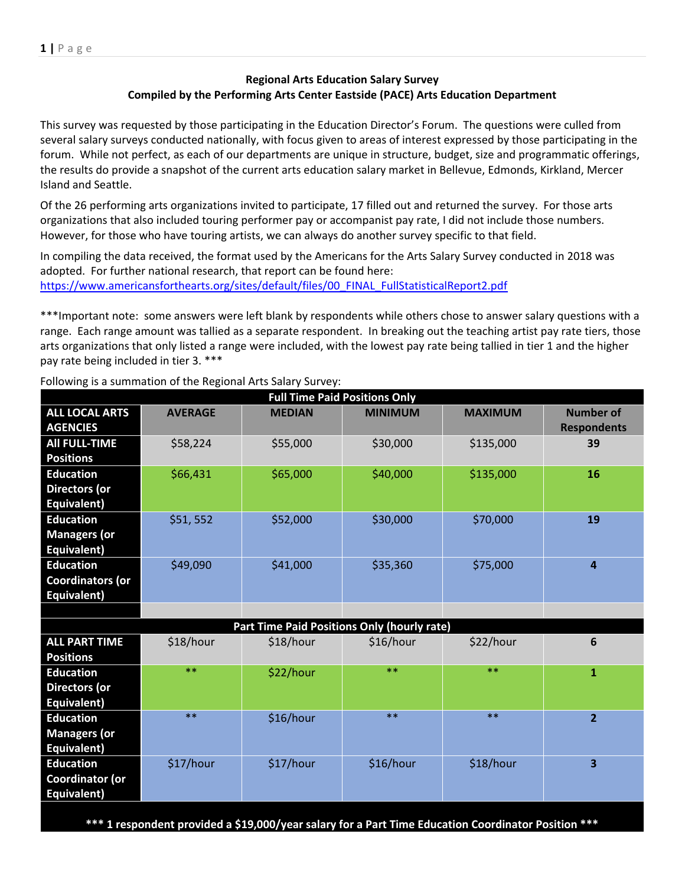**Regional Arts Education Salary Survey**
**Compiled by the Performing Arts Center Eastside (PACE) Arts Education Department**

This survey was requested by those participating in the Education Director's Forum. The questions were culled from several salary surveys conducted nationally, with focus given to areas of interest expressed by those participating in the forum. While not perfect, as each of our departments are unique in structure, budget, size and programmatic offerings, the results do provide a snapshot of the current arts education salary market in Bellevue, Edmonds, Kirkland, Mercer Island and Seattle.

Of the 26 performing arts organizations invited to participate, 17 filled out and returned the survey. For those arts organizations that also included touring performer pay or accompanist pay rate, I did not include those numbers. However, for those who have touring artists, we can always do another survey specific to that field.

In compiling the data received, the format used by the Americans for the Arts Salary Survey conducted in 2018 was adopted. For further national research, that report can be found here:
https://www.americansforthearts.org/sites/default/files/00_FINAL_FullStatisticalReport2.pdf

***Important note: some answers were left blank by respondents while others chose to answer salary questions with a range. Each range amount was tallied as a separate respondent. In breaking out the teaching artist pay rate tiers, those arts organizations that only listed a range were included, with the lowest pay rate being tallied in tier 1 and the higher pay rate being included in tier 3. ***

Following is a summation of the Regional Arts Salary Survey:

| Full Time Paid Positions Only | | | | | |
|---|---|---|---|---|---|
| **ALL LOCAL ARTS AGENCIES** | **AVERAGE** | **MEDIAN** | **MINIMUM** | **MAXIMUM** | **Number of Respondents** |
| **All FULL-TIME Positions** | $58,224 | $55,000 | $30,000 | $135,000 | **39** |
| **Education Directors (or Equivalent)** | $66,431 | $65,000 | $40,000 | $135,000 | **16** |
| **Education Managers (or Equivalent)** | $51, 552 | $52,000 | $30,000 | $70,000 | **19** |
| **Education Coordinators (or Equivalent)** | $49,090 | $41,000 | $35,360 | $75,000 | **4** |
| | | | | | |
| **Part Time Paid Positions Only (hourly rate)** | | | | | |
| **ALL PART TIME Positions** | $18/hour | $18/hour | $16/hour | $22/hour | **6** |
| **Education Directors (or Equivalent)** | ** | $22/hour | ** | ** | **1** |
| **Education Managers (or Equivalent)** | ** | $16/hour | ** | ** | **2** |
| **Education Coordinator (or Equivalent)** | $17/hour | $17/hour | $16/hour | $18/hour | **3** |
| ***** 1 respondent provided a $19,000/year salary for a Part Time Education Coordinator Position ***** | | | | | |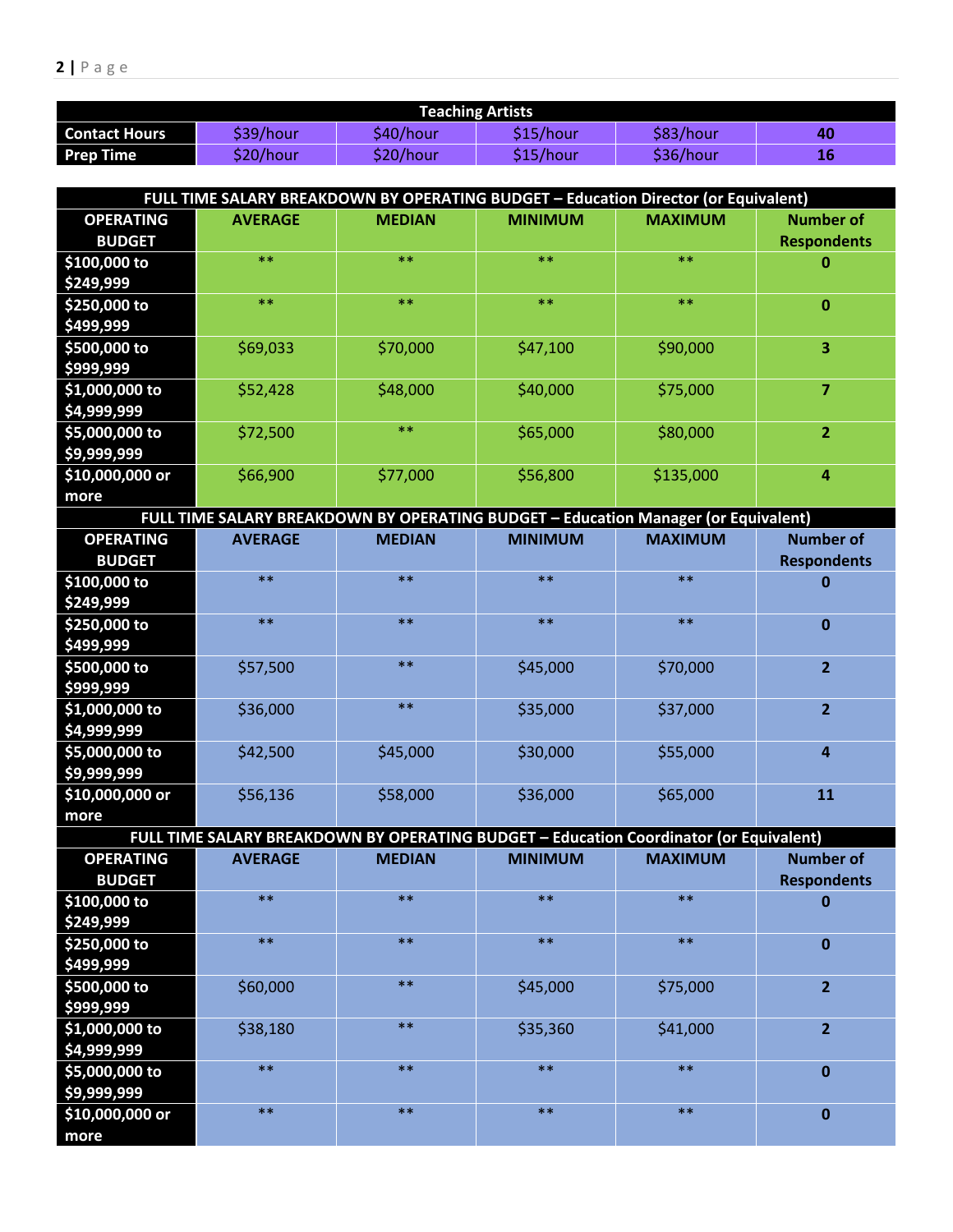| Teaching Artists | | | | | |
|---|---|---|---|---|---|
| Contact Hours | $39/hour | $40/hour | $15/hour | $83/hour | 40 |
| Prep Time | $20/hour | $20/hour | $15/hour | $36/hour | 16 |

**FULL TIME SALARY BREAKDOWN BY OPERATING BUDGET – Education Director (or Equivalent)**

| OPERATING BUDGET | AVERAGE | MEDIAN | MINIMUM | MAXIMUM | Number of Respondents |
|---|---|---|---|---|---|
| $100,000 to $249,999 | ** | ** | ** | ** | 0 |
| $250,000 to $499,999 | ** | ** | ** | ** | 0 |
| $500,000 to $999,999 | $69,033 | $70,000 | $47,100 | $90,000 | 3 |
| $1,000,000 to $4,999,999 | $52,428 | $48,000 | $40,000 | $75,000 | 7 |
| $5,000,000 to $9,999,999 | $72,500 | ** | $65,000 | $80,000 | 2 |
| $10,000,000 or more | $66,900 | $77,000 | $56,800 | $135,000 | 4 |

**FULL TIME SALARY BREAKDOWN BY OPERATING BUDGET – Education Manager (or Equivalent)**

| OPERATING BUDGET | AVERAGE | MEDIAN | MINIMUM | MAXIMUM | Number of Respondents |
|---|---|---|---|---|---|
| $100,000 to $249,999 | ** | ** | ** | ** | 0 |
| $250,000 to $499,999 | ** | ** | ** | ** | 0 |
| $500,000 to $999,999 | $57,500 | ** | $45,000 | $70,000 | 2 |
| $1,000,000 to $4,999,999 | $36,000 | ** | $35,000 | $37,000 | 2 |
| $5,000,000 to $9,999,999 | $42,500 | $45,000 | $30,000 | $55,000 | 4 |
| $10,000,000 or more | $56,136 | $58,000 | $36,000 | $65,000 | 11 |

**FULL TIME SALARY BREAKDOWN BY OPERATING BUDGET – Education Coordinator (or Equivalent)**

| OPERATING BUDGET | AVERAGE | MEDIAN | MINIMUM | MAXIMUM | Number of Respondents |
|---|---|---|---|---|---|
| $100,000 to $249,999 | ** | ** | ** | ** | 0 |
| $250,000 to $499,999 | ** | ** | ** | ** | 0 |
| $500,000 to $999,999 | $60,000 | ** | $45,000 | $75,000 | 2 |
| $1,000,000 to $4,999,999 | $38,180 | ** | $35,360 | $41,000 | 2 |
| $5,000,000 to $9,999,999 | ** | ** | ** | ** | 0 |
| $10,000,000 or more | ** | ** | ** | ** | 0 |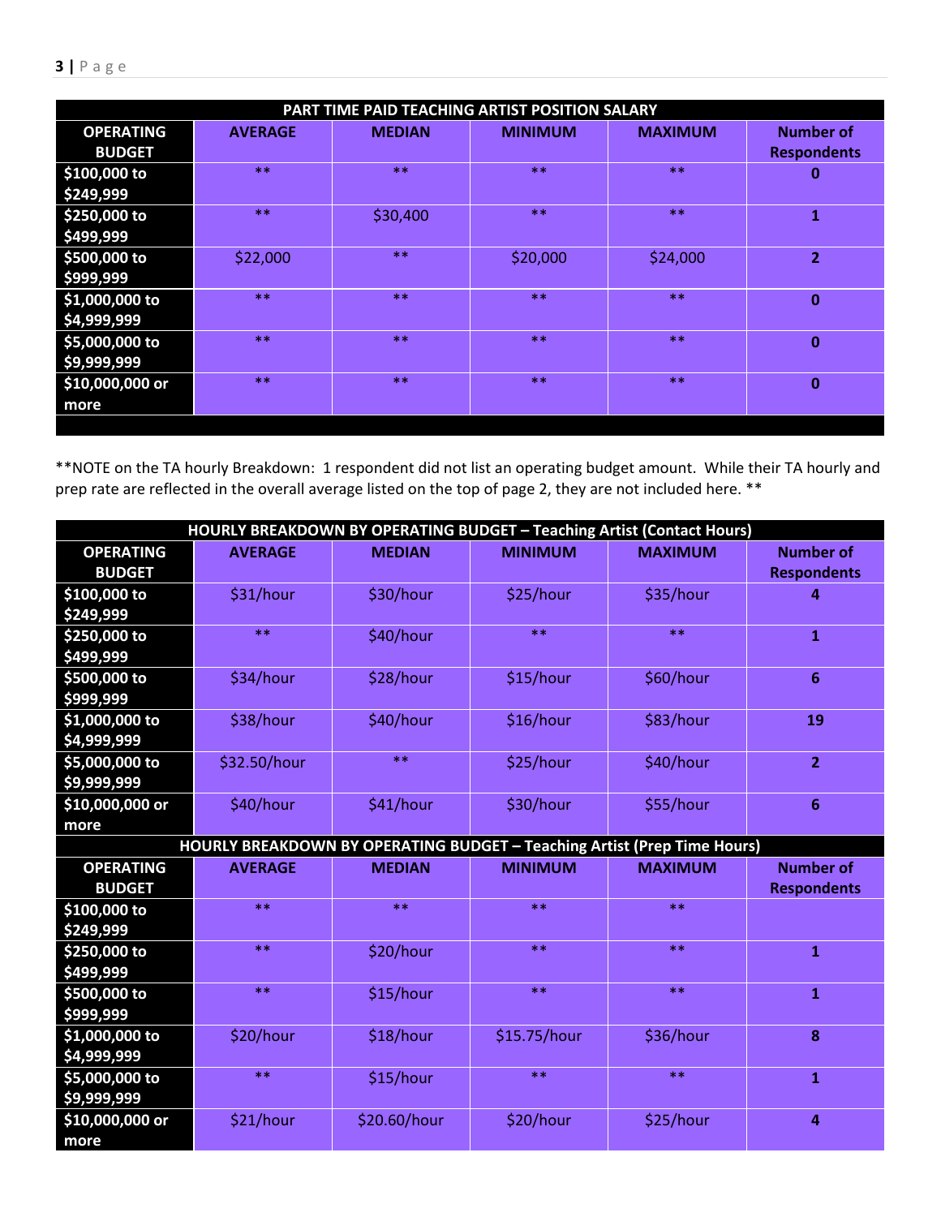| PART TIME PAID TEACHING ARTIST POSITION SALARY | | | | | |
|---|---|---|---|---|---|
| OPERATING BUDGET | AVERAGE | MEDIAN | MINIMUM | MAXIMUM | Number of Respondents |
| $100,000 to $249,999 | ** | ** | ** | ** | 0 |
| $250,000 to $499,999 | ** | $30,400 | ** | ** | 1 |
| $500,000 to $999,999 | $22,000 | ** | $20,000 | $24,000 | 2 |
| $1,000,000 to $4,999,999 | ** | ** | ** | ** | 0 |
| $5,000,000 to $9,999,999 | ** | ** | ** | ** | 0 |
| $10,000,000 or more | ** | ** | ** | ** | 0 |

**NOTE on the TA hourly Breakdown: 1 respondent did not list an operating budget amount. While their TA hourly and prep rate are reflected in the overall average listed on the top of page 2, they are not included here. **

| HOURLY BREAKDOWN BY OPERATING BUDGET – Teaching Artist (Contact Hours) | | | | | |
|---|---|---|---|---|---|
| OPERATING BUDGET | AVERAGE | MEDIAN | MINIMUM | MAXIMUM | Number of Respondents |
| $100,000 to $249,999 | $31/hour | $30/hour | $25/hour | $35/hour | 4 |
| $250,000 to $499,999 | ** | $40/hour | ** | ** | 1 |
| $500,000 to $999,999 | $34/hour | $28/hour | $15/hour | $60/hour | 6 |
| $1,000,000 to $4,999,999 | $38/hour | $40/hour | $16/hour | $83/hour | 19 |
| $5,000,000 to $9,999,999 | $32.50/hour | ** | $25/hour | $40/hour | 2 |
| $10,000,000 or more | $40/hour | $41/hour | $30/hour | $55/hour | 6 |

| HOURLY BREAKDOWN BY OPERATING BUDGET – Teaching Artist (Prep Time Hours) | | | | | |
|---|---|---|---|---|---|
| OPERATING BUDGET | AVERAGE | MEDIAN | MINIMUM | MAXIMUM | Number of Respondents |
| $100,000 to $249,999 | ** | ** | ** | ** | |
| $250,000 to $499,999 | ** | $20/hour | ** | ** | 1 |
| $500,000 to $999,999 | ** | $15/hour | ** | ** | 1 |
| $1,000,000 to $4,999,999 | $20/hour | $18/hour | $15.75/hour | $36/hour | 8 |
| $5,000,000 to $9,999,999 | ** | $15/hour | ** | ** | 1 |
| $10,000,000 or more | $21/hour | $20.60/hour | $20/hour | $25/hour | 4 |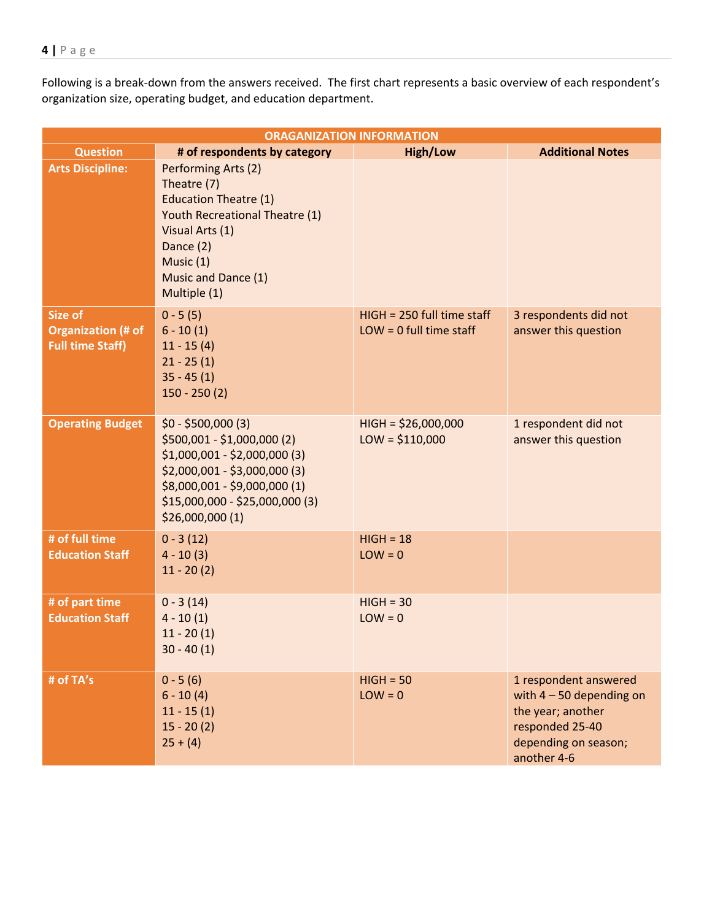Following is a break-down from the answers received. The first chart represents a basic overview of each respondent's organization size, operating budget, and education department.

| ORAGANIZATION INFORMATION | | | |
|---|---|---|---|
| **Question** | **# of respondents by category** | **High/Low** | **Additional Notes** |
| **Arts Discipline:** | Performing Arts (2)<br>Theatre (7)<br>Education Theatre (1)<br>Youth Recreational Theatre (1)<br>Visual Arts (1)<br>Dance (2)<br>Music (1)<br>Music and Dance (1)<br>Multiple (1) | | |
| **Size of Organization (# of Full time Staff)** | 0 - 5 (5)<br>6 - 10 (1)<br>11 - 15 (4)<br>21 - 25 (1)<br>35 - 45 (1)<br>150 - 250 (2) | HIGH = 250 full time staff<br>LOW = 0 full time staff | 3 respondents did not answer this question |
| **Operating Budget** | $0 - $500,000 (3)<br>$500,001 - $1,000,000 (2)<br>$1,000,001 - $2,000,000 (3)<br>$2,000,001 - $3,000,000 (3)<br>$8,000,001 - $9,000,000 (1)<br>$15,000,000 - $25,000,000 (3)<br>$26,000,000 (1) | HIGH = $26,000,000<br>LOW = $110,000 | 1 respondent did not answer this question |
| **# of full time Education Staff** | 0 - 3 (12)<br>4 - 10 (3)<br>11 - 20 (2) | HIGH = 18<br>LOW = 0 | |
| **# of part time Education Staff** | 0 - 3 (14)<br>4 - 10 (1)<br>11 - 20 (1)<br>30 - 40 (1) | HIGH = 30<br>LOW = 0 | |
| **# of TA's** | 0 - 5 (6)<br>6 - 10 (4)<br>11 - 15 (1)<br>15 - 20 (2)<br>25 + (4) | HIGH = 50<br>LOW = 0 | 1 respondent answered with 4 – 50 depending on the year; another responded 25-40 depending on season; another 4-6 |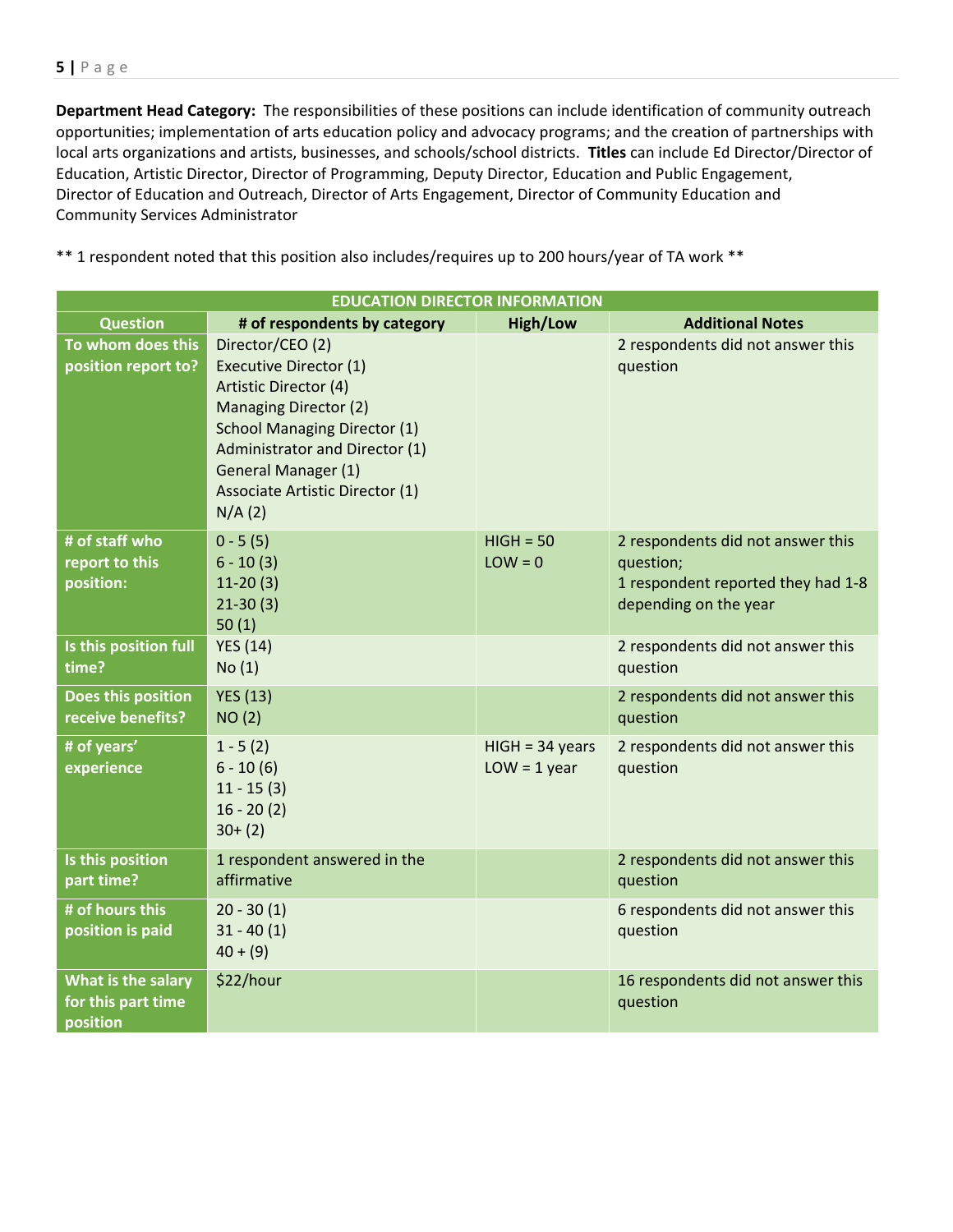**Department Head Category:** The responsibilities of these positions can include identification of community outreach opportunities; implementation of arts education policy and advocacy programs; and the creation of partnerships with local arts organizations and artists, businesses, and schools/school districts. **Titles** can include Ed Director/Director of Education, Artistic Director, Director of Programming, Deputy Director, Education and Public Engagement, Director of Education and Outreach, Director of Arts Engagement, Director of Community Education and Community Services Administrator

** 1 respondent noted that this position also includes/requires up to 200 hours/year of TA work **

| EDUCATION DIRECTOR INFORMATION | | | |
|---|---|---|---|
| **Question** | **# of respondents by category** | **High/Low** | **Additional Notes** |
| **To whom does this position report to?** | Director/CEO (2)<br>Executive Director (1)<br>Artistic Director (4)<br>Managing Director (2)<br>School Managing Director (1)<br>Administrator and Director (1)<br>General Manager (1)<br>Associate Artistic Director (1)<br>N/A (2) | | 2 respondents did not answer this question |
| **# of staff who report to this position:** | 0 - 5 (5)<br>6 - 10 (3)<br>11-20 (3)<br>21-30 (3)<br>50 (1) | HIGH = 50<br>LOW = 0 | 2 respondents did not answer this question;<br>1 respondent reported they had 1-8 depending on the year |
| **Is this position full time?** | YES (14)<br>No (1) | | 2 respondents did not answer this question |
| **Does this position receive benefits?** | YES (13)<br>NO (2) | | 2 respondents did not answer this question |
| **# of years' experience** | 1 - 5 (2)<br>6 - 10 (6)<br>11 - 15 (3)<br>16 - 20 (2)<br>30+ (2) | HIGH = 34 years<br>LOW = 1 year | 2 respondents did not answer this question |
| **Is this position part time?** | 1 respondent answered in the affirmative | | 2 respondents did not answer this question |
| **# of hours this position is paid** | 20 - 30 (1)<br>31 - 40 (1)<br>40 + (9) | | 6 respondents did not answer this question |
| **What is the salary for this part time position** | $22/hour | | 16 respondents did not answer this question |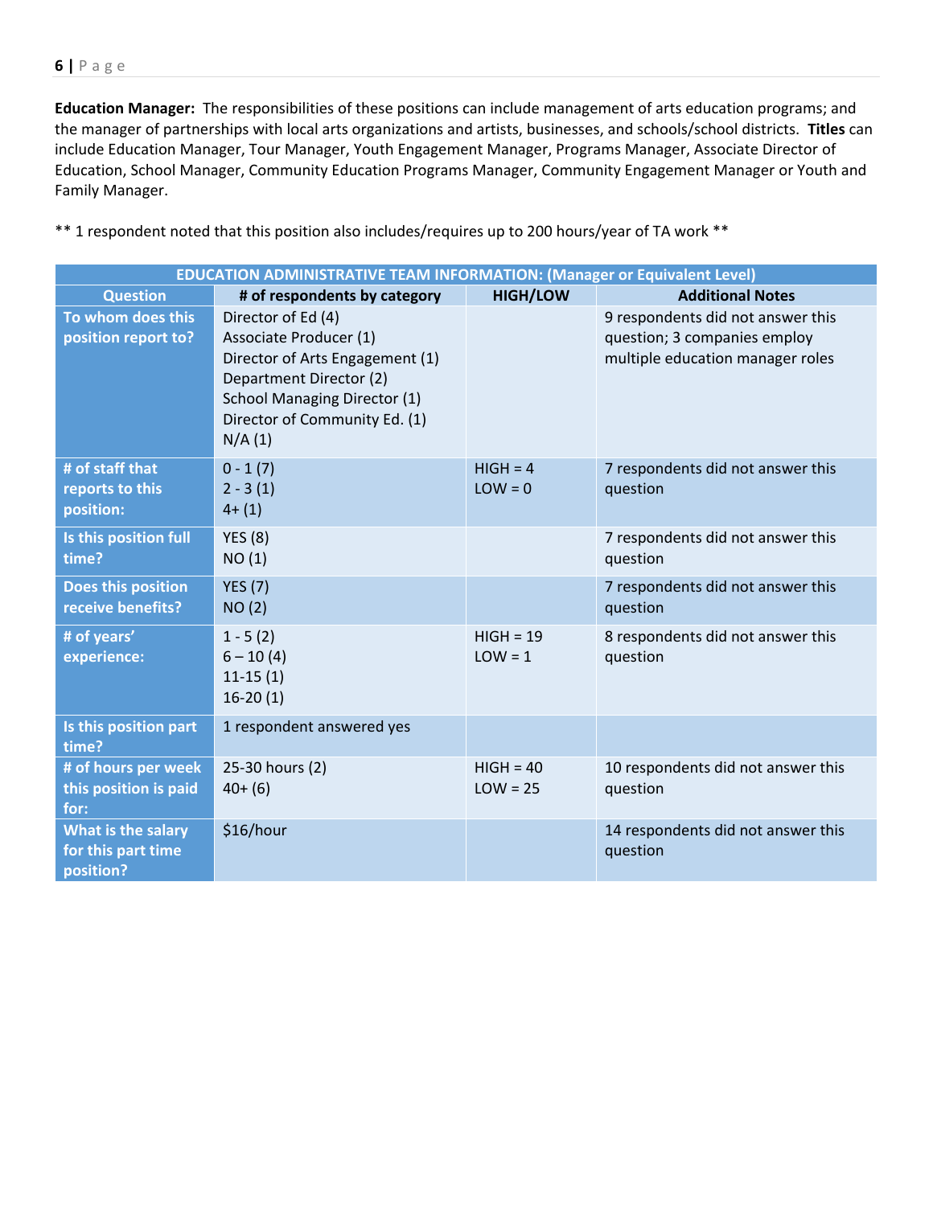**Education Manager:** The responsibilities of these positions can include management of arts education programs; and the manager of partnerships with local arts organizations and artists, businesses, and schools/school districts. **Titles** can include Education Manager, Tour Manager, Youth Engagement Manager, Programs Manager, Associate Director of Education, School Manager, Community Education Programs Manager, Community Engagement Manager or Youth and Family Manager.

** 1 respondent noted that this position also includes/requires up to 200 hours/year of TA work **

| EDUCATION ADMINISTRATIVE TEAM INFORMATION: (Manager or Equivalent Level) | | | |
|---|---|---|---|
| **Question** | **# of respondents by category** | **HIGH/LOW** | **Additional Notes** |
| **To whom does this position report to?** | Director of Ed (4)<br>Associate Producer (1)<br>Director of Arts Engagement (1)<br>Department Director (2)<br>School Managing Director (1)<br>Director of Community Ed. (1)<br>N/A (1) | | 9 respondents did not answer this question; 3 companies employ multiple education manager roles |
| **# of staff that reports to this position:** | 0 - 1 (7)<br>2 - 3 (1)<br>4+ (1) | HIGH = 4<br>LOW = 0 | 7 respondents did not answer this question |
| **Is this position full time?** | YES (8)<br>NO (1) | | 7 respondents did not answer this question |
| **Does this position receive benefits?** | YES (7)<br>NO (2) | | 7 respondents did not answer this question |
| **# of years' experience:** | 1 - 5 (2)<br>6 – 10 (4)<br>11-15 (1)<br>16-20 (1) | HIGH = 19<br>LOW = 1 | 8 respondents did not answer this question |
| **Is this position part time?** | 1 respondent answered yes | | |
| **# of hours per week this position is paid for:** | 25-30 hours (2)<br>40+ (6) | HIGH = 40<br>LOW = 25 | 10 respondents did not answer this question |
| **What is the salary for this part time position?** | $16/hour | | 14 respondents did not answer this question |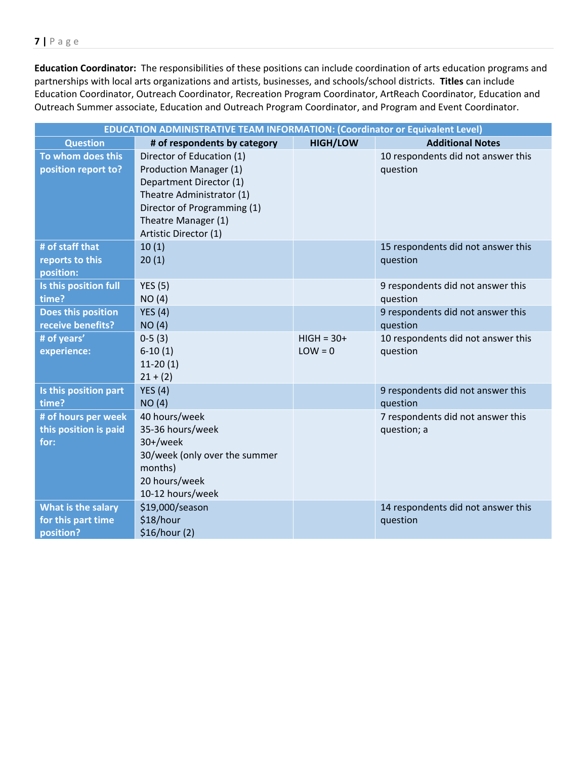**Education Coordinator:** The responsibilities of these positions can include coordination of arts education programs and partnerships with local arts organizations and artists, businesses, and schools/school districts. **Titles** can include Education Coordinator, Outreach Coordinator, Recreation Program Coordinator, ArtReach Coordinator, Education and Outreach Summer associate, Education and Outreach Program Coordinator, and Program and Event Coordinator.

| EDUCATION ADMINISTRATIVE TEAM INFORMATION: (Coordinator or Equivalent Level) | | | |
|---|---|---|---|
| **Question** | **# of respondents by category** | **HIGH/LOW** | **Additional Notes** |
| **To whom does this position report to?** | Director of Education (1)<br>Production Manager (1)<br>Department Director (1)<br>Theatre Administrator (1)<br>Director of Programming (1)<br>Theatre Manager (1)<br>Artistic Director (1) | | 10 respondents did not answer this question |
| **# of staff that reports to this position:** | 10 (1)<br>20 (1) | | 15 respondents did not answer this question |
| **Is this position full time?** | YES (5)<br>NO (4) | | 9 respondents did not answer this question |
| **Does this position receive benefits?** | YES (4)<br>NO (4) | | 9 respondents did not answer this question |
| **# of years' experience:** | 0-5 (3)<br>6-10 (1)<br>11-20 (1)<br>21 + (2) | HIGH = 30+<br>LOW = 0 | 10 respondents did not answer this question |
| **Is this position part time?** | YES (4)<br>NO (4) | | 9 respondents did not answer this question |
| **# of hours per week this position is paid for:** | 40 hours/week<br>35-36 hours/week<br>30+/week<br>30/week (only over the summer months)<br>20 hours/week<br>10-12 hours/week | | 7 respondents did not answer this question; a |
| **What is the salary for this part time position?** | $19,000/season<br>$18/hour<br>$16/hour (2) | | 14 respondents did not answer this question |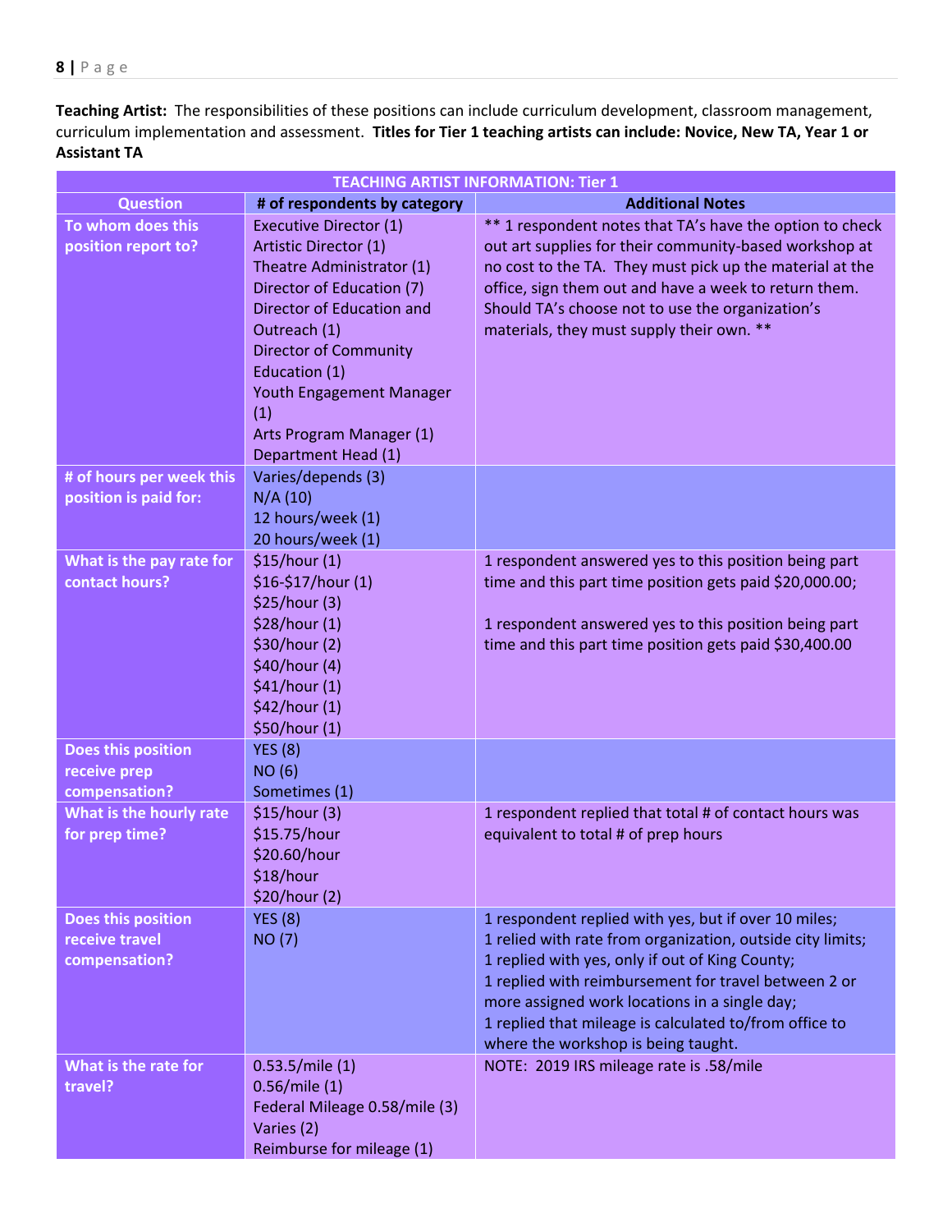**Teaching Artist:** The responsibilities of these positions can include curriculum development, classroom management, curriculum implementation and assessment. **Titles for Tier 1 teaching artists can include: Novice, New TA, Year 1 or Assistant TA**

| TEACHING ARTIST INFORMATION: Tier 1 | | |
|---|---|---|
| **Question** | **# of respondents by category** | **Additional Notes** |
| **To whom does this position report to?** | Executive Director (1)<br>Artistic Director (1)<br>Theatre Administrator (1)<br>Director of Education (7)<br>Director of Education and Outreach (1)<br>Director of Community Education (1)<br>Youth Engagement Manager (1)<br>Arts Program Manager (1)<br>Department Head (1) | ** 1 respondent notes that TA's have the option to check out art supplies for their community-based workshop at no cost to the TA. They must pick up the material at the office, sign them out and have a week to return them. Should TA's choose not to use the organization's materials, they must supply their own. ** |
| **# of hours per week this position is paid for:** | Varies/depends (3)<br>N/A (10)<br>12 hours/week (1)<br>20 hours/week (1) | |
| **What is the pay rate for contact hours?** | $15/hour (1)<br>$16-$17/hour (1)<br>$25/hour (3)<br>$28/hour (1)<br>$30/hour (2)<br>$40/hour (4)<br>$41/hour (1)<br>$42/hour (1)<br>$50/hour (1) | 1 respondent answered yes to this position being part time and this part time position gets paid $20,000.00;<br><br>1 respondent answered yes to this position being part time and this part time position gets paid $30,400.00 |
| **Does this position receive prep compensation?** | YES (8)<br>NO (6)<br>Sometimes (1) | |
| **What is the hourly rate for prep time?** | $15/hour (3)<br>$15.75/hour<br>$20.60/hour<br>$18/hour<br>$20/hour (2) | 1 respondent replied that total # of contact hours was equivalent to total # of prep hours |
| **Does this position receive travel compensation?** | YES (8)<br>NO (7) | 1 respondent replied with yes, but if over 10 miles;<br>1 relied with rate from organization, outside city limits;<br>1 replied with yes, only if out of King County;<br>1 replied with reimbursement for travel between 2 or more assigned work locations in a single day;<br>1 replied that mileage is calculated to/from office to where the workshop is being taught. |
| **What is the rate for travel?** | 0.53.5/mile (1)<br>0.56/mile (1)<br>Federal Mileage 0.58/mile (3)<br>Varies (2)<br>Reimburse for mileage (1) | NOTE: 2019 IRS mileage rate is .58/mile |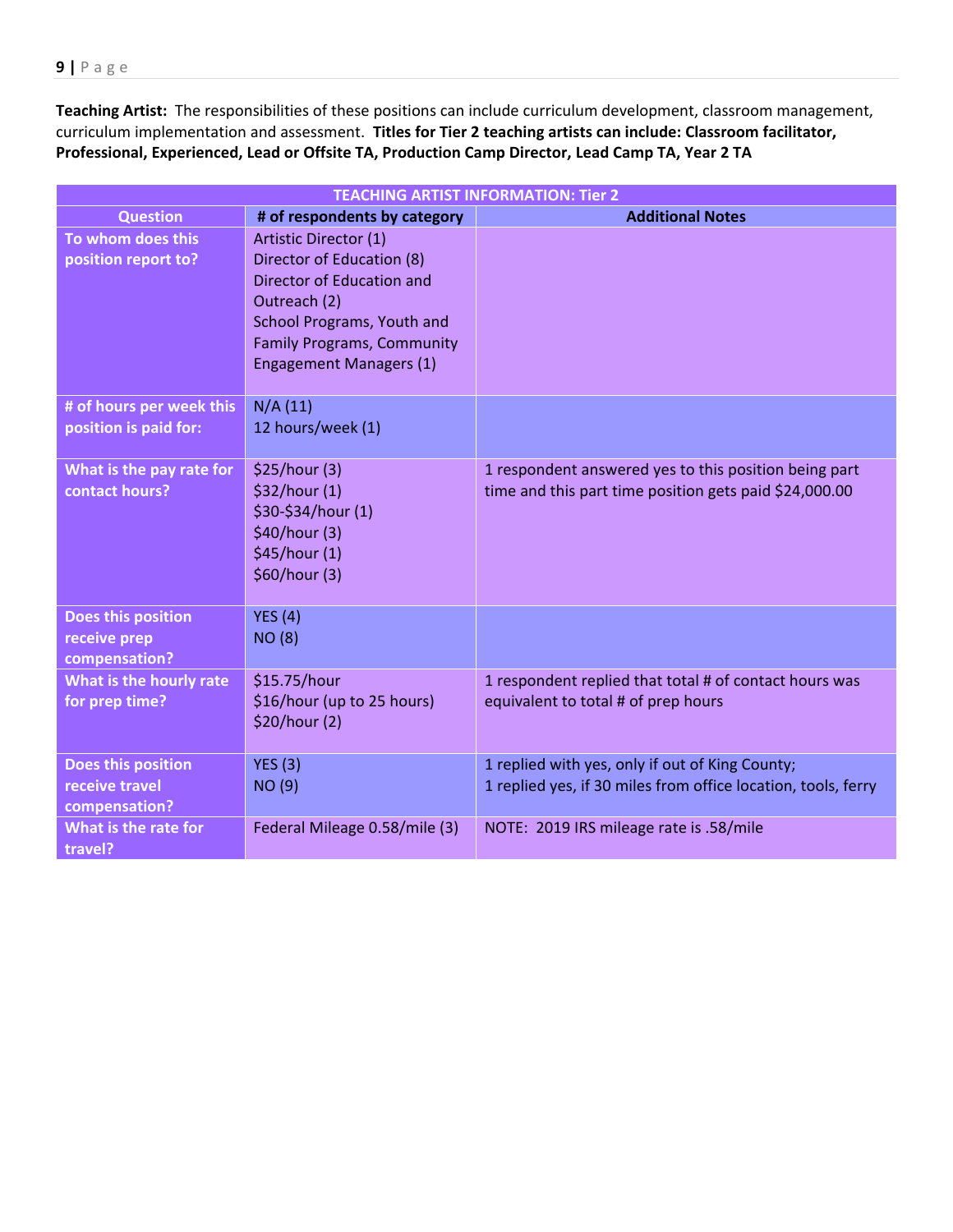**Teaching Artist:** The responsibilities of these positions can include curriculum development, classroom management, curriculum implementation and assessment. **Titles for Tier 2 teaching artists can include: Classroom facilitator, Professional, Experienced, Lead or Offsite TA, Production Camp Director, Lead Camp TA, Year 2 TA**

| TEACHING ARTIST INFORMATION: Tier 2 | | |
|---|---|---|
| **Question** | **# of respondents by category** | **Additional Notes** |
| **To whom does this position report to?** | Artistic Director (1)<br>Director of Education (8)<br>Director of Education and Outreach (2)<br>School Programs, Youth and Family Programs, Community Engagement Managers (1) | |
| **# of hours per week this position is paid for:** | N/A (11)<br>12 hours/week (1) | |
| **What is the pay rate for contact hours?** | $25/hour (3)<br>$32/hour (1)<br>$30-$34/hour (1)<br>$40/hour (3)<br>$45/hour (1)<br>$60/hour (3) | 1 respondent answered yes to this position being part time and this part time position gets paid $24,000.00 |
| **Does this position receive prep compensation?** | YES (4)<br>NO (8) | |
| **What is the hourly rate for prep time?** | $15.75/hour<br>$16/hour (up to 25 hours)<br>$20/hour (2) | 1 respondent replied that total # of contact hours was equivalent to total # of prep hours |
| **Does this position receive travel compensation?** | YES (3)<br>NO (9) | 1 replied with yes, only if out of King County;<br>1 replied yes, if 30 miles from office location, tools, ferry |
| **What is the rate for travel?** | Federal Mileage 0.58/mile (3) | NOTE: 2019 IRS mileage rate is .58/mile |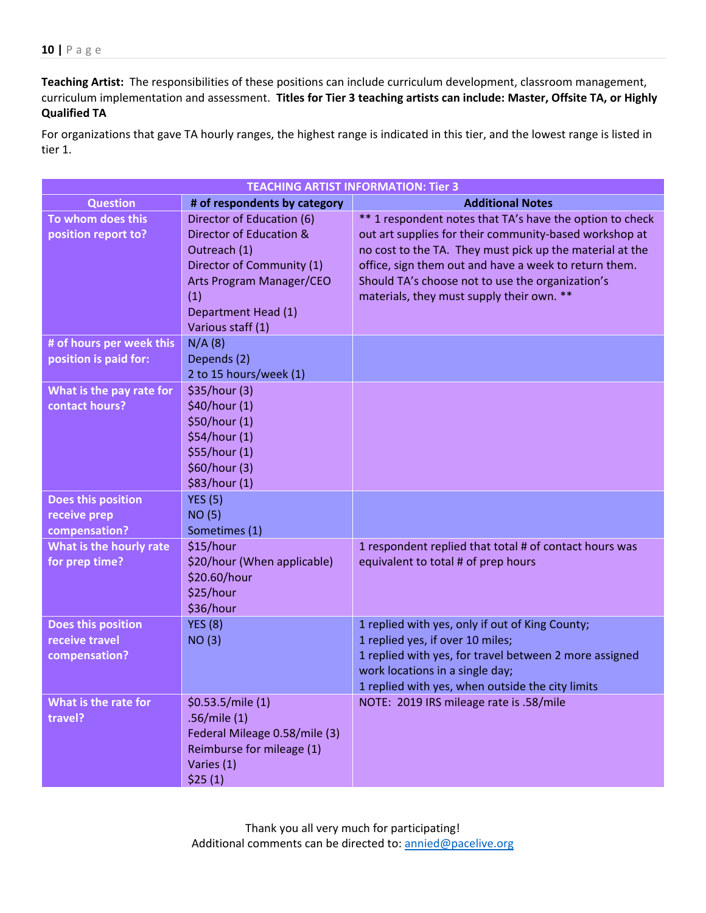**Teaching Artist:** The responsibilities of these positions can include curriculum development, classroom management, curriculum implementation and assessment. **Titles for Tier 3 teaching artists can include: Master, Offsite TA, or Highly Qualified TA**

For organizations that gave TA hourly ranges, the highest range is indicated in this tier, and the lowest range is listed in tier 1.

| TEACHING ARTIST INFORMATION: Tier 3 | | |
|---|---|---|
| **Question** | **# of respondents by category** | **Additional Notes** |
| **To whom does this position report to?** | Director of Education (6)<br>Director of Education & Outreach (1)<br>Director of Community (1)<br>Arts Program Manager/CEO (1)<br>Department Head (1)<br>Various staff (1) | ** 1 respondent notes that TA's have the option to check out art supplies for their community-based workshop at no cost to the TA. They must pick up the material at the office, sign them out and have a week to return them. Should TA's choose not to use the organization's materials, they must supply their own. ** |
| **# of hours per week this position is paid for:** | N/A (8)<br>Depends (2)<br>2 to 15 hours/week (1) | |
| **What is the pay rate for contact hours?** | $35/hour (3)<br>$40/hour (1)<br>$50/hour (1)<br>$54/hour (1)<br>$55/hour (1)<br>$60/hour (3)<br>$83/hour (1) | |
| **Does this position receive prep compensation?** | YES (5)<br>NO (5)<br>Sometimes (1) | |
| **What is the hourly rate for prep time?** | $15/hour<br>$20/hour (When applicable)<br>$20.60/hour<br>$25/hour<br>$36/hour | 1 respondent replied that total # of contact hours was equivalent to total # of prep hours |
| **Does this position receive travel compensation?** | YES (8)<br>NO (3) | 1 replied with yes, only if out of King County;<br>1 replied yes, if over 10 miles;<br>1 replied with yes, for travel between 2 more assigned work locations in a single day;<br>1 replied with yes, when outside the city limits |
| **What is the rate for travel?** | $0.53.5/mile (1)<br>.56/mile (1)<br>Federal Mileage 0.58/mile (3)<br>Reimburse for mileage (1)<br>Varies (1)<br>$25 (1) | NOTE: 2019 IRS mileage rate is .58/mile |

Thank you all very much for participating!
Additional comments can be directed to: annied@pacelive.org